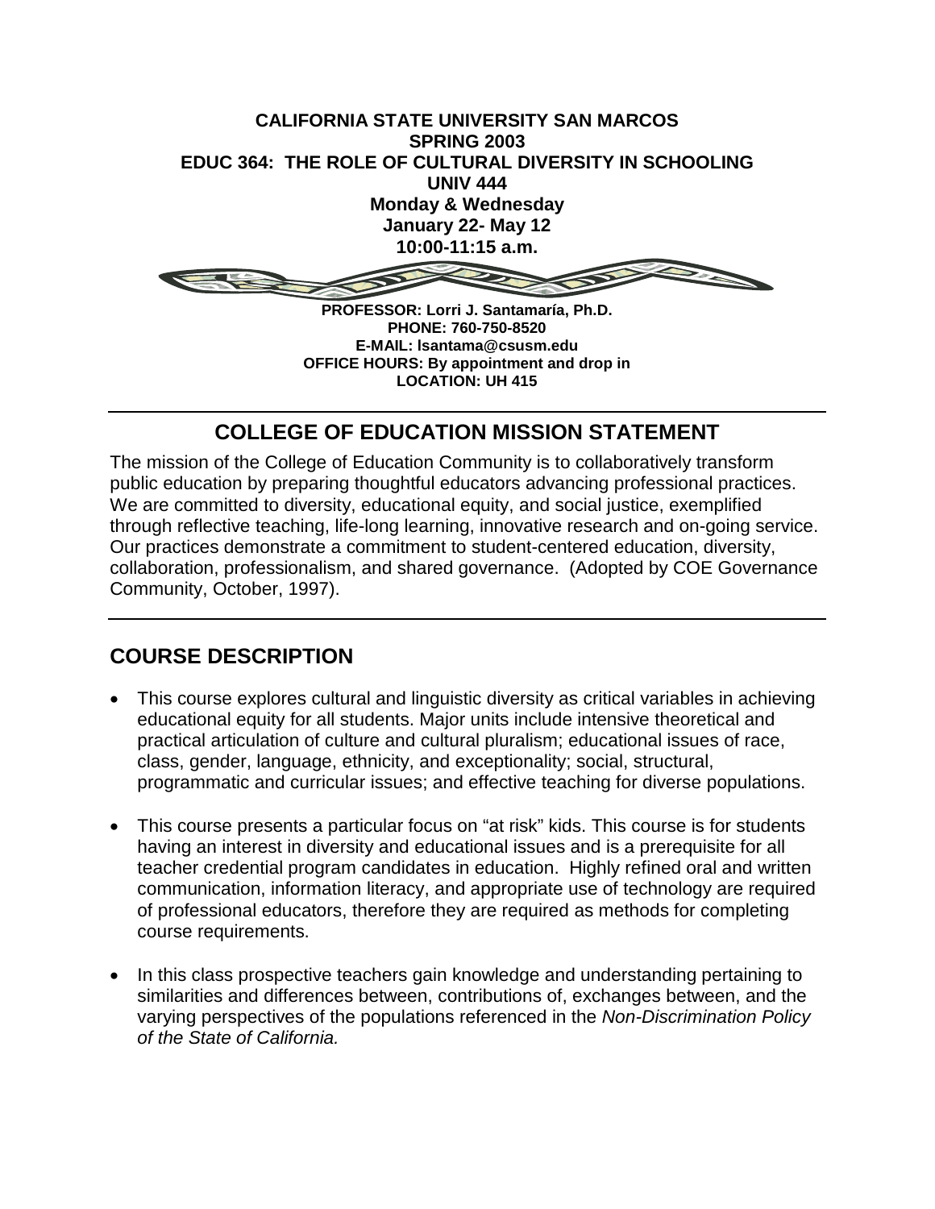**CALIFORNIA STATE UNIVERSITY SAN MARCOS**
**SPRING 2003**
**EDUC 364: THE ROLE OF CULTURAL DIVERSITY IN SCHOOLING**
**UNIV 444**
**Monday & Wednesday**
**January 22- May 12**
**10:00-11:15 a.m.**

**PROFESSOR: Lorri J. Santamaría, Ph.D.**
**PHONE: 760-750-8520**
**E-MAIL: lsantama@csusm.edu**
**OFFICE HOURS: By appointment and drop in**
**LOCATION: UH 415**

## COLLEGE OF EDUCATION MISSION STATEMENT

The mission of the College of Education Community is to collaboratively transform public education by preparing thoughtful educators advancing professional practices. We are committed to diversity, educational equity, and social justice, exemplified through reflective teaching, life-long learning, innovative research and on-going service. Our practices demonstrate a commitment to student-centered education, diversity, collaboration, professionalism, and shared governance. (Adopted by COE Governance Community, October, 1997).

## COURSE DESCRIPTION

- This course explores cultural and linguistic diversity as critical variables in achieving educational equity for all students. Major units include intensive theoretical and practical articulation of culture and cultural pluralism; educational issues of race, class, gender, language, ethnicity, and exceptionality; social, structural, programmatic and curricular issues; and effective teaching for diverse populations.

- This course presents a particular focus on "at risk" kids. This course is for students having an interest in diversity and educational issues and is a prerequisite for all teacher credential program candidates in education. Highly refined oral and written communication, information literacy, and appropriate use of technology are required of professional educators, therefore they are required as methods for completing course requirements.

- In this class prospective teachers gain knowledge and understanding pertaining to similarities and differences between, contributions of, exchanges between, and the varying perspectives of the populations referenced in the *Non-Discrimination Policy of the State of California.*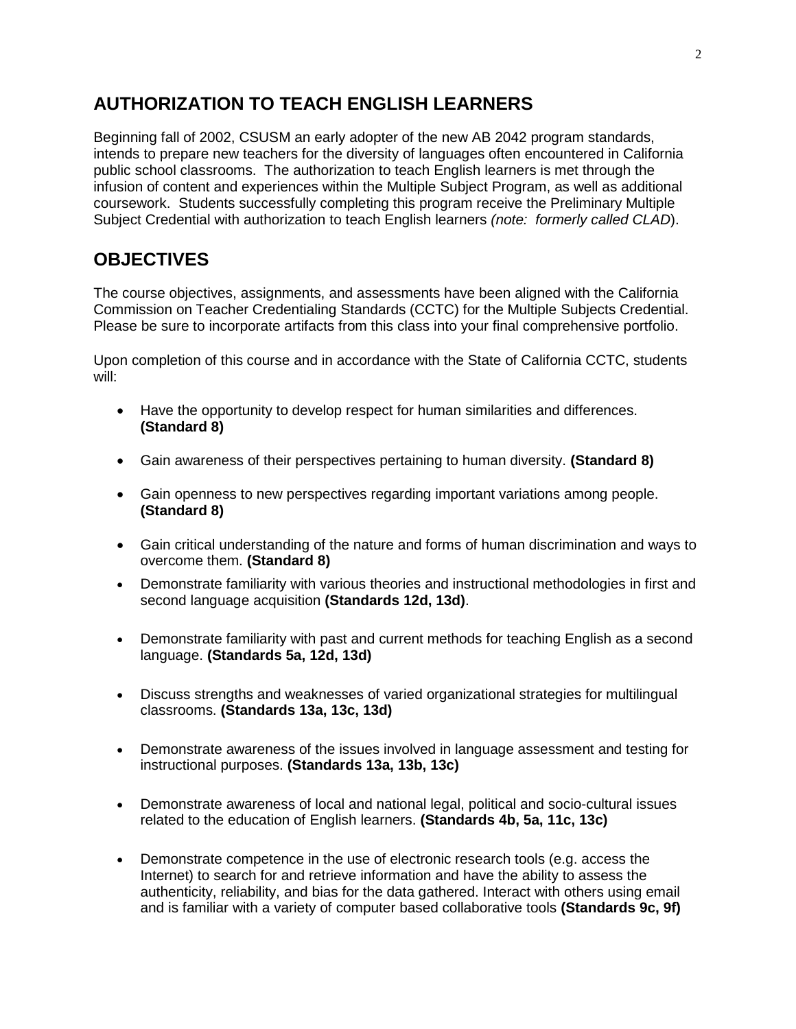## AUTHORIZATION TO TEACH ENGLISH LEARNERS

Beginning fall of 2002, CSUSM an early adopter of the new AB 2042 program standards, intends to prepare new teachers for the diversity of languages often encountered in California public school classrooms. The authorization to teach English learners is met through the infusion of content and experiences within the Multiple Subject Program, as well as additional coursework. Students successfully completing this program receive the Preliminary Multiple Subject Credential with authorization to teach English learners *(note: formerly called CLAD*).

## OBJECTIVES

The course objectives, assignments, and assessments have been aligned with the California Commission on Teacher Credentialing Standards (CCTC) for the Multiple Subjects Credential. Please be sure to incorporate artifacts from this class into your final comprehensive portfolio.

Upon completion of this course and in accordance with the State of California CCTC, students will:

- Have the opportunity to develop respect for human similarities and differences. **(Standard 8)**
- Gain awareness of their perspectives pertaining to human diversity. **(Standard 8)**
- Gain openness to new perspectives regarding important variations among people. **(Standard 8)**
- Gain critical understanding of the nature and forms of human discrimination and ways to overcome them. **(Standard 8)**
- Demonstrate familiarity with various theories and instructional methodologies in first and second language acquisition **(Standards 12d, 13d)**.
- Demonstrate familiarity with past and current methods for teaching English as a second language. **(Standards 5a, 12d, 13d)**
- Discuss strengths and weaknesses of varied organizational strategies for multilingual classrooms. **(Standards 13a, 13c, 13d)**
- Demonstrate awareness of the issues involved in language assessment and testing for instructional purposes. **(Standards 13a, 13b, 13c)**
- Demonstrate awareness of local and national legal, political and socio-cultural issues related to the education of English learners. **(Standards 4b, 5a, 11c, 13c)**
- Demonstrate competence in the use of electronic research tools (e.g. access the Internet) to search for and retrieve information and have the ability to assess the authenticity, reliability, and bias for the data gathered. Interact with others using email and is familiar with a variety of computer based collaborative tools **(Standards 9c, 9f)**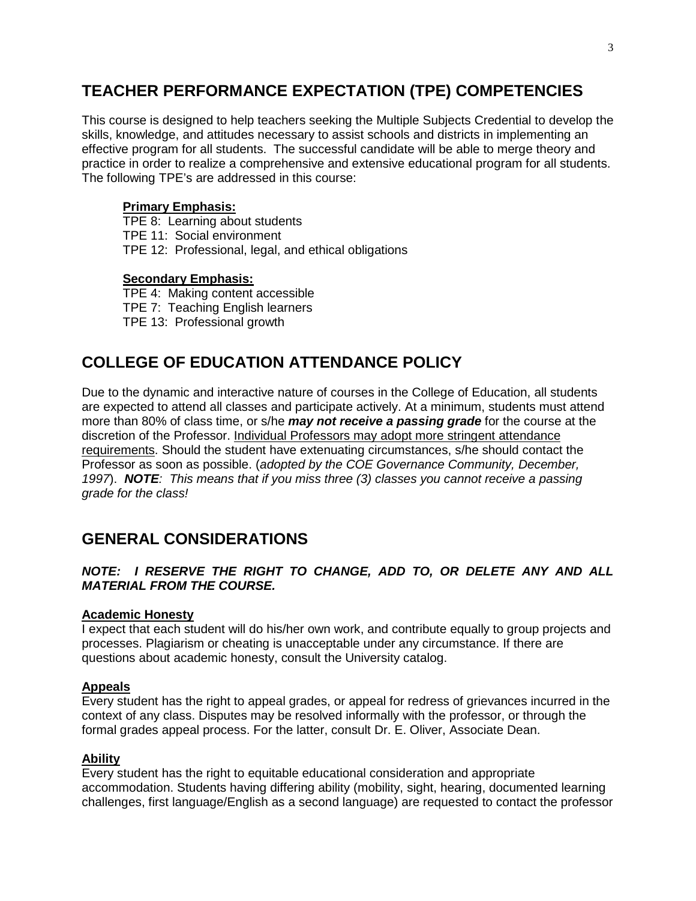## TEACHER PERFORMANCE EXPECTATION (TPE) COMPETENCIES

This course is designed to help teachers seeking the Multiple Subjects Credential to develop the skills, knowledge, and attitudes necessary to assist schools and districts in implementing an effective program for all students. The successful candidate will be able to merge theory and practice in order to realize a comprehensive and extensive educational program for all students. The following TPE's are addressed in this course:

**Primary Emphasis:**

TPE 8: Learning about students
TPE 11: Social environment
TPE 12: Professional, legal, and ethical obligations

**Secondary Emphasis:**

TPE 4: Making content accessible
TPE 7: Teaching English learners
TPE 13: Professional growth

## COLLEGE OF EDUCATION ATTENDANCE POLICY

Due to the dynamic and interactive nature of courses in the College of Education, all students are expected to attend all classes and participate actively. At a minimum, students must attend more than 80% of class time, or s/he ***may not receive a passing grade*** for the course at the discretion of the Professor. Individual Professors may adopt more stringent attendance requirements. Should the student have extenuating circumstances, s/he should contact the Professor as soon as possible. (*adopted by the COE Governance Community, December, 1997*). ***NOTE****: This means that if you miss three (3) classes you cannot receive a passing grade for the class!*

## GENERAL CONSIDERATIONS

***NOTE: I RESERVE THE RIGHT TO CHANGE, ADD TO, OR DELETE ANY AND ALL MATERIAL FROM THE COURSE.***

**Academic Honesty**

I expect that each student will do his/her own work, and contribute equally to group projects and processes. Plagiarism or cheating is unacceptable under any circumstance. If there are questions about academic honesty, consult the University catalog.

**Appeals**

Every student has the right to appeal grades, or appeal for redress of grievances incurred in the context of any class. Disputes may be resolved informally with the professor, or through the formal grades appeal process. For the latter, consult Dr. E. Oliver, Associate Dean.

**Ability**

Every student has the right to equitable educational consideration and appropriate accommodation. Students having differing ability (mobility, sight, hearing, documented learning challenges, first language/English as a second language) are requested to contact the professor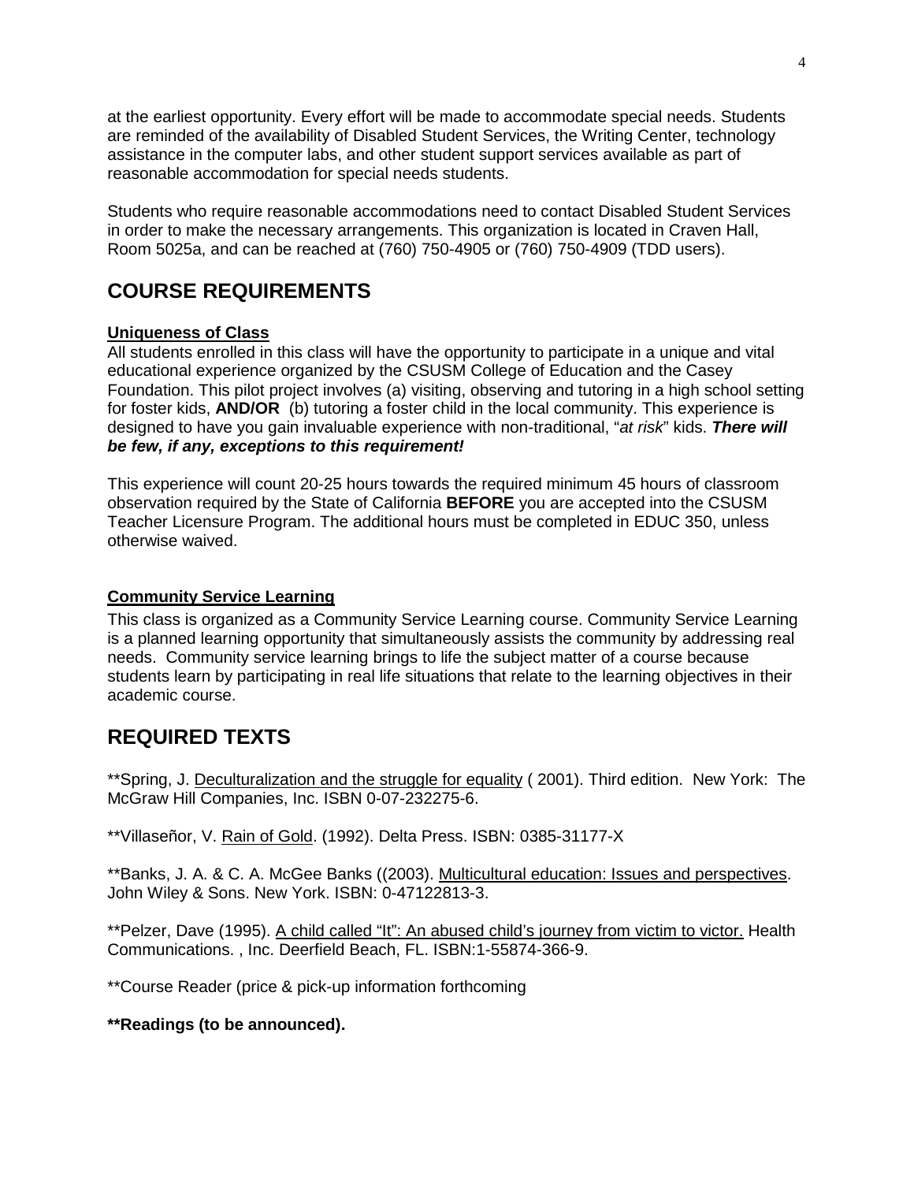at the earliest opportunity. Every effort will be made to accommodate special needs. Students are reminded of the availability of Disabled Student Services, the Writing Center, technology assistance in the computer labs, and other student support services available as part of reasonable accommodation for special needs students.

Students who require reasonable accommodations need to contact Disabled Student Services in order to make the necessary arrangements. This organization is located in Craven Hall, Room 5025a, and can be reached at (760) 750-4905 or (760) 750-4909 (TDD users).

## COURSE REQUIREMENTS

**Uniqueness of Class**

All students enrolled in this class will have the opportunity to participate in a unique and vital educational experience organized by the CSUSM College of Education and the Casey Foundation. This pilot project involves (a) visiting, observing and tutoring in a high school setting for foster kids, **AND/OR** (b) tutoring a foster child in the local community. This experience is designed to have you gain invaluable experience with non-traditional, "*at risk*" kids. ***There will be few, if any, exceptions to this requirement!***

This experience will count 20-25 hours towards the required minimum 45 hours of classroom observation required by the State of California **BEFORE** you are accepted into the CSUSM Teacher Licensure Program. The additional hours must be completed in EDUC 350, unless otherwise waived.

**Community Service Learning**

This class is organized as a Community Service Learning course. Community Service Learning is a planned learning opportunity that simultaneously assists the community by addressing real needs. Community service learning brings to life the subject matter of a course because students learn by participating in real life situations that relate to the learning objectives in their academic course.

## REQUIRED TEXTS

**Spring, J. Deculturalization and the struggle for equality ( 2001). Third edition. New York: The McGraw Hill Companies, Inc. ISBN 0-07-232275-6.

**Villaseñor, V. Rain of Gold. (1992). Delta Press. ISBN: 0385-31177-X

**Banks, J. A. & C. A. McGee Banks ((2003). Multicultural education: Issues and perspectives. John Wiley & Sons. New York. ISBN: 0-47122813-3.

**Pelzer, Dave (1995). A child called "It": An abused child's journey from victim to victor. Health Communications. , Inc. Deerfield Beach, FL. ISBN:1-55874-366-9.

**Course Reader (price & pick-up information forthcoming

****Readings (to be announced).**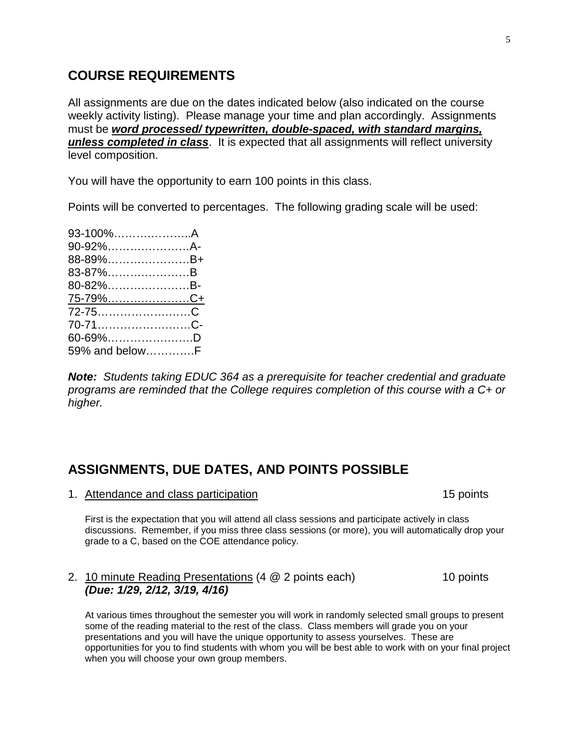## COURSE REQUIREMENTS

All assignments are due on the dates indicated below (also indicated on the course weekly activity listing). Please manage your time and plan accordingly. Assignments must be ***word processed/ typewritten, double-spaced, with standard margins, unless completed in class***. It is expected that all assignments will reflect university level composition.

You will have the opportunity to earn 100 points in this class.

Points will be converted to percentages. The following grading scale will be used:

93-100%………………..A
90-92%…………………A-
88-89%…………………B+
83-87%…………………B
80-82%…………………B-
75-79%…………………C+
72-75……………………C
70-71……………………C-
60-69%…………………D
59% and below…………F

***Note:*** *Students taking EDUC 364 as a prerequisite for teacher credential and graduate programs are reminded that the College requires completion of this course with a C+ or higher.*

## ASSIGNMENTS, DUE DATES, AND POINTS POSSIBLE

1. Attendance and class participation — 15 points

   First is the expectation that you will attend all class sessions and participate actively in class discussions. Remember, if you miss three class sessions (or more), you will automatically drop your grade to a C, based on the COE attendance policy.

2. 10 minute Reading Presentations (4 @ 2 points each) — 10 points
   ***(Due: 1/29, 2/12, 3/19, 4/16)***

   At various times throughout the semester you will work in randomly selected small groups to present some of the reading material to the rest of the class. Class members will grade you on your presentations and you will have the unique opportunity to assess yourselves. These are opportunities for you to find students with whom you will be best able to work with on your final project when you will choose your own group members.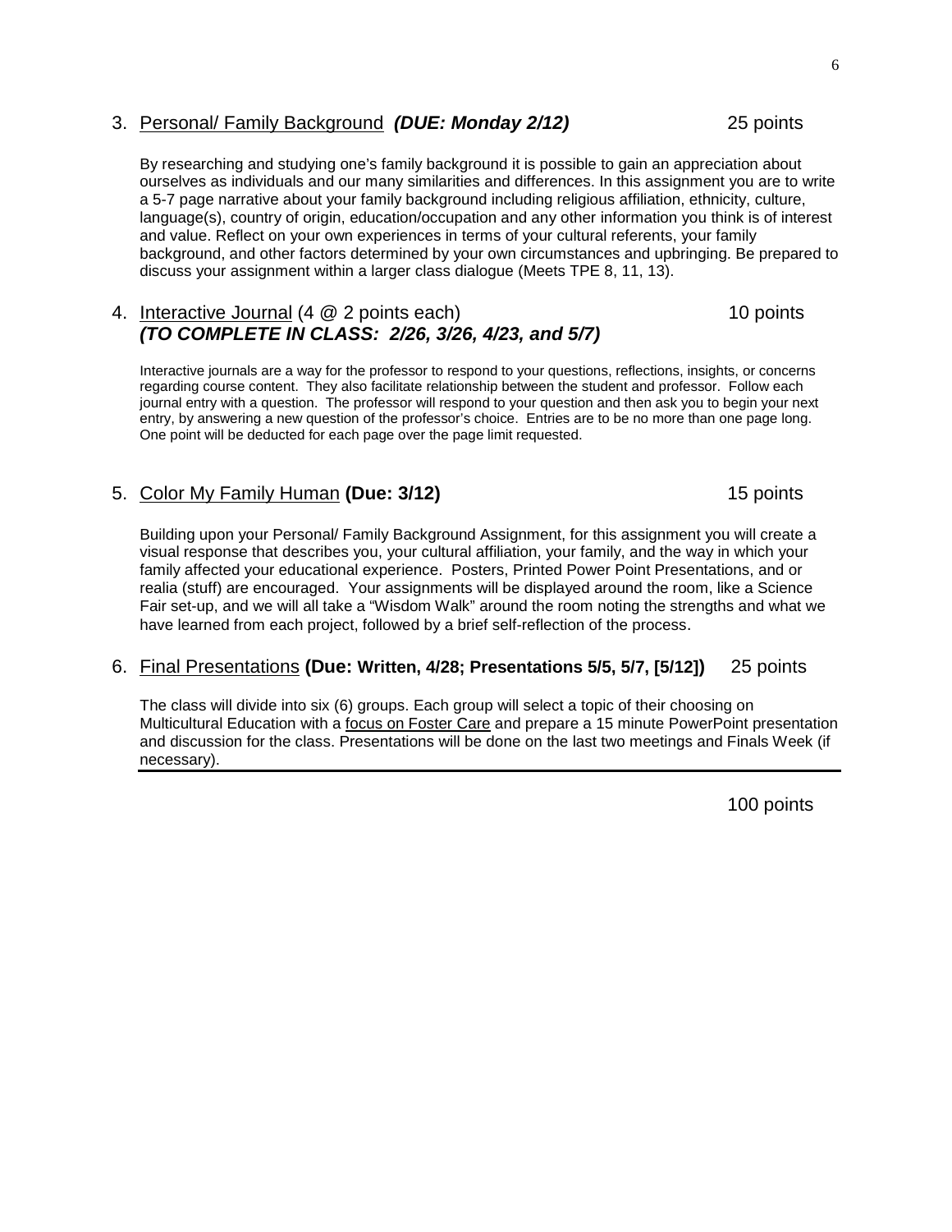3. <u>Personal/ Family Background</u> ***(DUE: Monday 2/12)*** 25 points

By researching and studying one's family background it is possible to gain an appreciation about ourselves as individuals and our many similarities and differences. In this assignment you are to write a 5-7 page narrative about your family background including religious affiliation, ethnicity, culture, language(s), country of origin, education/occupation and any other information you think is of interest and value. Reflect on your own experiences in terms of your cultural referents, your family background, and other factors determined by your own circumstances and upbringing. Be prepared to discuss your assignment within a larger class dialogue (Meets TPE 8, 11, 13).

4. <u>Interactive Journal</u> (4 @ 2 points each) 10 points
***(TO COMPLETE IN CLASS: 2/26, 3/26, 4/23, and 5/7)***

Interactive journals are a way for the professor to respond to your questions, reflections, insights, or concerns regarding course content. They also facilitate relationship between the student and professor. Follow each journal entry with a question. The professor will respond to your question and then ask you to begin your next entry, by answering a new question of the professor's choice. Entries are to be no more than one page long. One point will be deducted for each page over the page limit requested.

5. <u>Color My Family Human</u> **(Due: 3/12)** 15 points

Building upon your Personal/ Family Background Assignment, for this assignment you will create a visual response that describes you, your cultural affiliation, your family, and the way in which your family affected your educational experience. Posters, Printed Power Point Presentations, and or realia (stuff) are encouraged. Your assignments will be displayed around the room, like a Science Fair set-up, and we will all take a "Wisdom Walk" around the room noting the strengths and what we have learned from each project, followed by a brief self-reflection of the process.

6. <u>Final Presentations</u> **(Due: Written, 4/28; Presentations 5/5, 5/7, [5/12])** 25 points

The class will divide into six (6) groups. Each group will select a topic of their choosing on Multicultural Education with a <u>focus on Foster Care</u> and prepare a 15 minute PowerPoint presentation and discussion for the class. Presentations will be done on the last two meetings and Finals Week (if necessary).

---

100 points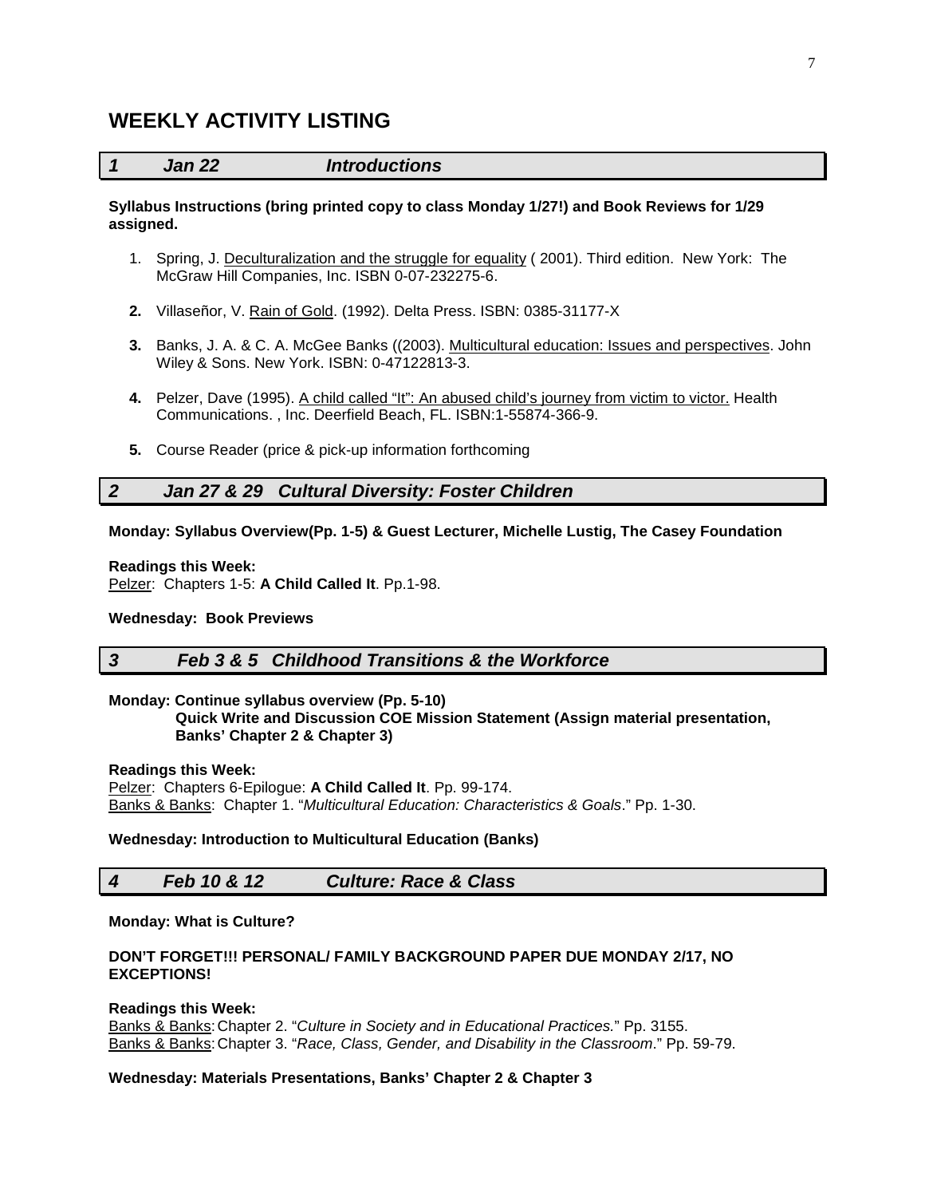# WEEKLY ACTIVITY LISTING

## *1 Jan 22 Introductions*

**Syllabus Instructions (bring printed copy to class Monday 1/27!) and Book Reviews for 1/29 assigned.**

1. Spring, J. Deculturalization and the struggle for equality ( 2001). Third edition. New York: The McGraw Hill Companies, Inc. ISBN 0-07-232275-6.
2. Villaseñor, V. Rain of Gold. (1992). Delta Press. ISBN: 0385-31177-X
3. Banks, J. A. & C. A. McGee Banks ((2003). Multicultural education: Issues and perspectives. John Wiley & Sons. New York. ISBN: 0-47122813-3.
4. Pelzer, Dave (1995). A child called "It": An abused child's journey from victim to victor. Health Communications. , Inc. Deerfield Beach, FL. ISBN:1-55874-366-9.
5. Course Reader (price & pick-up information forthcoming

## *2 Jan 27 & 29 Cultural Diversity: Foster Children*

**Monday: Syllabus Overview(Pp. 1-5) & Guest Lecturer, Michelle Lustig, The Casey Foundation**

**Readings this Week:**
Pelzer: Chapters 1-5: **A Child Called It**. Pp.1-98.

**Wednesday: Book Previews**

## *3 Feb 3 & 5 Childhood Transitions & the Workforce*

**Monday: Continue syllabus overview (Pp. 5-10)**
**Quick Write and Discussion COE Mission Statement (Assign material presentation, Banks' Chapter 2 & Chapter 3)**

**Readings this Week:**
Pelzer: Chapters 6-Epilogue: **A Child Called It**. Pp. 99-174.
Banks & Banks: Chapter 1. "*Multicultural Education: Characteristics & Goals*." Pp. 1-30.

**Wednesday: Introduction to Multicultural Education (Banks)**

## *4 Feb 10 & 12 Culture: Race & Class*

**Monday: What is Culture?**

**DON'T FORGET!!! PERSONAL/ FAMILY BACKGROUND PAPER DUE MONDAY 2/17, NO EXCEPTIONS!**

**Readings this Week:**
Banks & Banks: Chapter 2. "*Culture in Society and in Educational Practices.*" Pp. 3155.
Banks & Banks: Chapter 3. "*Race, Class, Gender, and Disability in the Classroom*." Pp. 59-79.

**Wednesday: Materials Presentations, Banks' Chapter 2 & Chapter 3**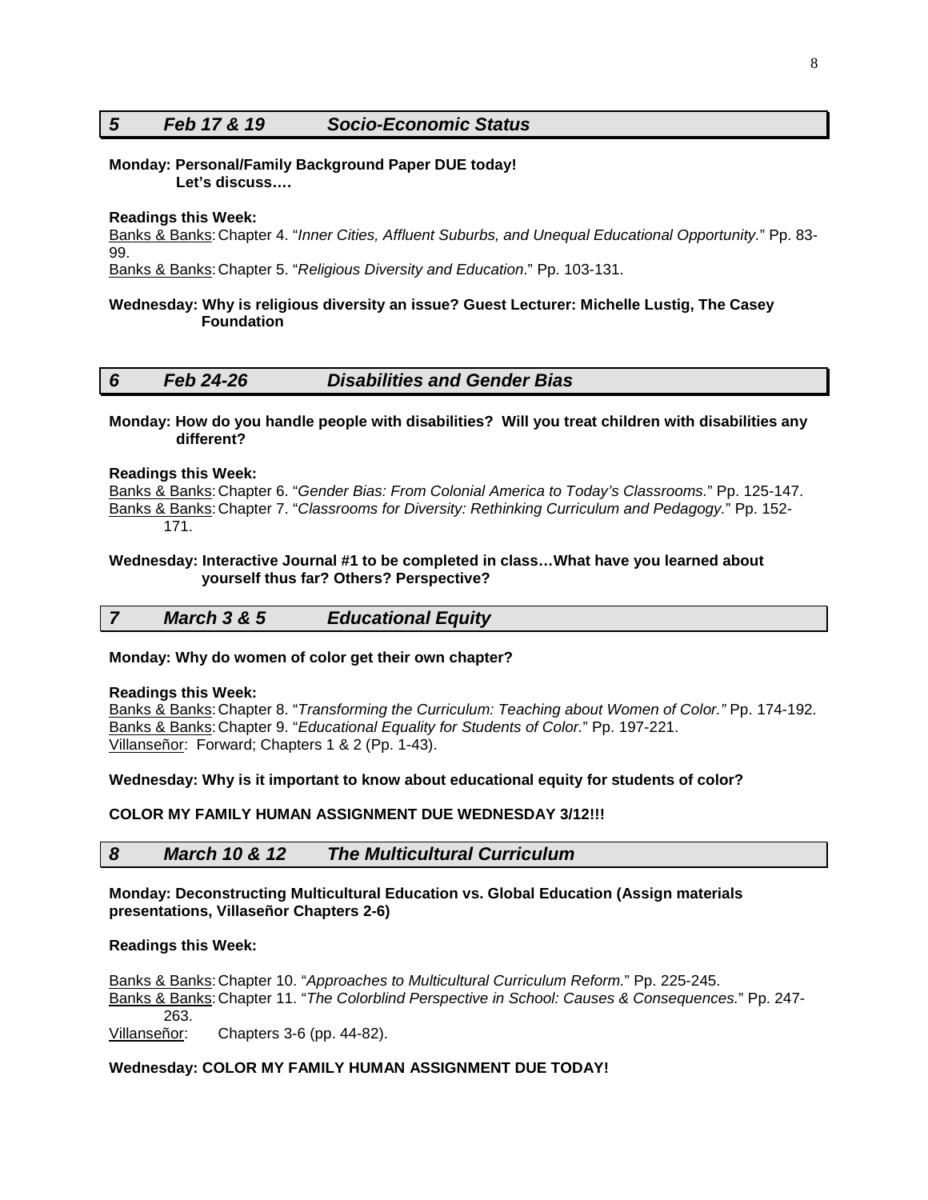## *5 Feb 17 & 19 Socio-Economic Status*

**Monday: Personal/Family Background Paper DUE today!**
**Let's discuss….**

**Readings this Week:**

Banks & Banks: Chapter 4. "*Inner Cities, Affluent Suburbs, and Unequal Educational Opportunity*." Pp. 83-99.
Banks & Banks: Chapter 5. "*Religious Diversity and Education*." Pp. 103-131.

**Wednesday: Why is religious diversity an issue? Guest Lecturer: Michelle Lustig, The Casey Foundation**

## *6 Feb 24-26 Disabilities and Gender Bias*

**Monday: How do you handle people with disabilities? Will you treat children with disabilities any different?**

**Readings this Week:**

Banks & Banks: Chapter 6. "*Gender Bias: From Colonial America to Today's Classrooms.*" Pp. 125-147.
Banks & Banks: Chapter 7. "*Classrooms for Diversity: Rethinking Curriculum and Pedagogy.*" Pp. 152-171.

**Wednesday: Interactive Journal #1 to be completed in class…What have you learned about yourself thus far? Others? Perspective?**

## *7 March 3 & 5 Educational Equity*

**Monday: Why do women of color get their own chapter?**

**Readings this Week:**

Banks & Banks: Chapter 8. "*Transforming the Curriculum: Teaching about Women of Color."* Pp. 174-192.
Banks & Banks: Chapter 9. "*Educational Equality for Students of Color.*" Pp. 197-221.
Villanseñor: Forward; Chapters 1 & 2 (Pp. 1-43).

**Wednesday: Why is it important to know about educational equity for students of color?**

**COLOR MY FAMILY HUMAN ASSIGNMENT DUE WEDNESDAY 3/12!!!**

## *8 March 10 & 12 The Multicultural Curriculum*

**Monday: Deconstructing Multicultural Education vs. Global Education (Assign materials presentations, Villaseñor Chapters 2-6)**

**Readings this Week:**

Banks & Banks: Chapter 10. "*Approaches to Multicultural Curriculum Reform.*" Pp. 225-245.
Banks & Banks: Chapter 11. "*The Colorblind Perspective in School: Causes & Consequences.*" Pp. 247-263.
Villanseñor: Chapters 3-6 (pp. 44-82).

**Wednesday: COLOR MY FAMILY HUMAN ASSIGNMENT DUE TODAY!**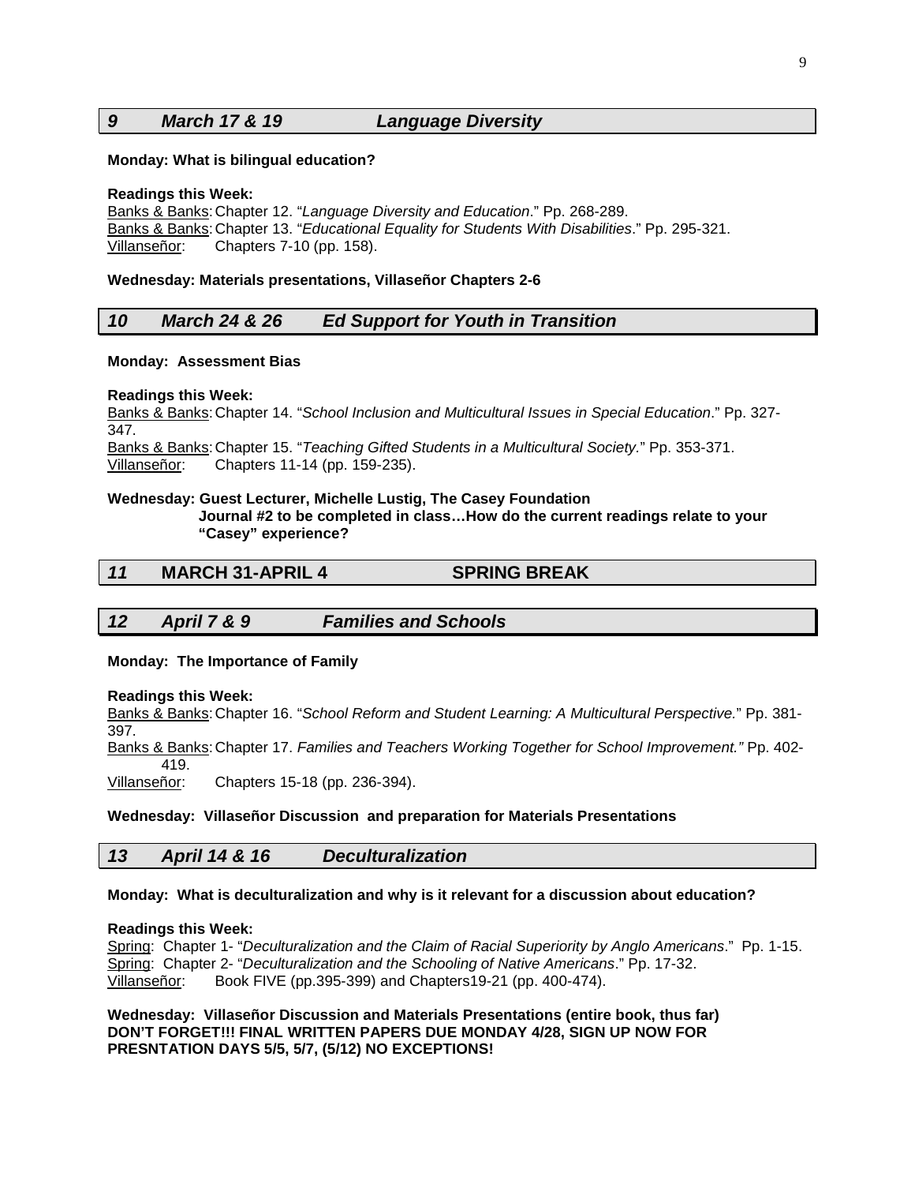## *9 March 17 & 19 Language Diversity*

**Monday: What is bilingual education?**

**Readings this Week:**
Banks & Banks: Chapter 12. "*Language Diversity and Education*." Pp. 268-289.
Banks & Banks: Chapter 13. "*Educational Equality for Students With Disabilities*." Pp. 295-321.
Villanseñor: Chapters 7-10 (pp. 158).

**Wednesday: Materials presentations, Villaseñor Chapters 2-6**

## *10 March 24 & 26 Ed Support for Youth in Transition*

**Monday: Assessment Bias**

**Readings this Week:**
Banks & Banks: Chapter 14. "*School Inclusion and Multicultural Issues in Special Education*." Pp. 327-347.
Banks & Banks: Chapter 15. "*Teaching Gifted Students in a Multicultural Society*." Pp. 353-371.
Villanseñor: Chapters 11-14 (pp. 159-235).

**Wednesday: Guest Lecturer, Michelle Lustig, The Casey Foundation**
**Journal #2 to be completed in class…How do the current readings relate to your "Casey" experience?**

## *11* MARCH 31-APRIL 4 SPRING BREAK

## *12 April 7 & 9 Families and Schools*

**Monday: The Importance of Family**

**Readings this Week:**
Banks & Banks: Chapter 16. "*School Reform and Student Learning: A Multicultural Perspective.*" Pp. 381-397.
Banks & Banks: Chapter 17. *Families and Teachers Working Together for School Improvement."* Pp. 402-419.
Villanseñor: Chapters 15-18 (pp. 236-394).

**Wednesday: Villaseñor Discussion and preparation for Materials Presentations**

## *13 April 14 & 16 Deculturalization*

**Monday: What is deculturalization and why is it relevant for a discussion about education?**

**Readings this Week:**
Spring: Chapter 1- "*Deculturalization and the Claim of Racial Superiority by Anglo Americans*." Pp. 1-15.
Spring: Chapter 2- "*Deculturalization and the Schooling of Native Americans*." Pp. 17-32.
Villanseñor: Book FIVE (pp.395-399) and Chapters19-21 (pp. 400-474).

**Wednesday: Villaseñor Discussion and Materials Presentations (entire book, thus far)**
**DON'T FORGET!!! FINAL WRITTEN PAPERS DUE MONDAY 4/28, SIGN UP NOW FOR PRESNTATION DAYS 5/5, 5/7, (5/12) NO EXCEPTIONS!**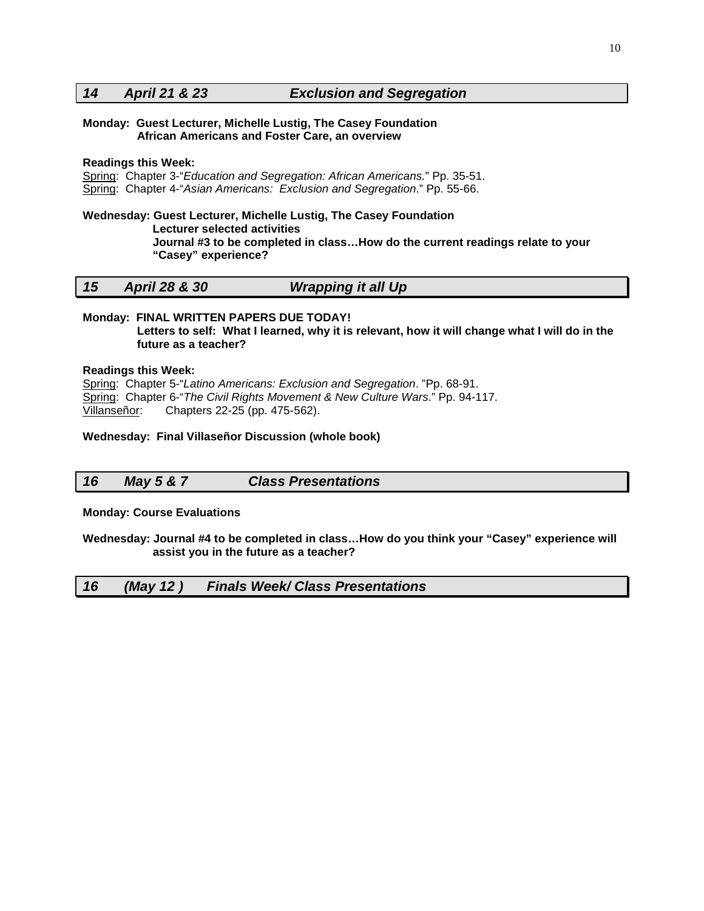## *14 April 21 & 23 Exclusion and Segregation*

**Monday: Guest Lecturer, Michelle Lustig, The Casey Foundation**
**African Americans and Foster Care, an overview**

**Readings this Week:**
Spring: Chapter 3-"*Education and Segregation: African Americans.*" Pp. 35-51.
Spring: Chapter 4-"*Asian Americans: Exclusion and Segregation*." Pp. 55-66.

**Wednesday: Guest Lecturer, Michelle Lustig, The Casey Foundation**
**Lecturer selected activities**
**Journal #3 to be completed in class…How do the current readings relate to your "Casey" experience?**

## *15 April 28 & 30 Wrapping it all Up*

**Monday: FINAL WRITTEN PAPERS DUE TODAY!**
**Letters to self: What I learned, why it is relevant, how it will change what I will do in the future as a teacher?**

**Readings this Week:**
Spring: Chapter 5-"*Latino Americans: Exclusion and Segregation*. "Pp. 68-91.
Spring: Chapter 6-"*The Civil Rights Movement & New Culture Wars*." Pp. 94-117.
Villanseñor: Chapters 22-25 (pp. 475-562).

**Wednesday: Final Villaseñor Discussion (whole book)**

## *16 May 5 & 7 Class Presentations*

**Monday: Course Evaluations**

**Wednesday: Journal #4 to be completed in class…How do you think your "Casey" experience will assist you in the future as a teacher?**

## *16 (May 12 ) Finals Week/ Class Presentations*